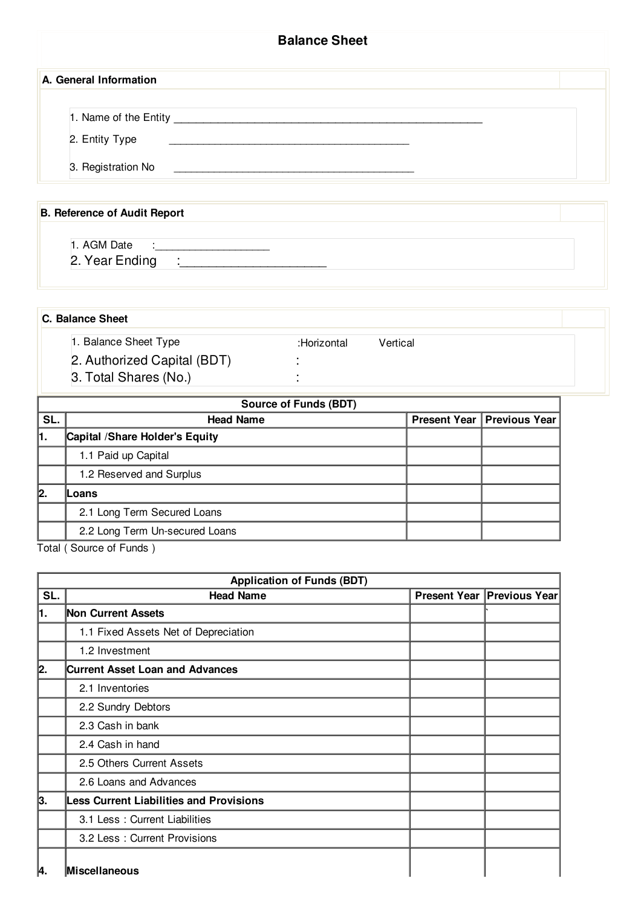# Balance Sheet

## A. General Information

1. Name of the Entity ____________________________________________________
2. Entity Type ____________________________________________
3. Registration No ____________________________________________

## B. Reference of Audit Report

1. AGM Date :____________________
2. Year Ending :______________________

## C. Balance Sheet

1. Balance Sheet Type :Horizontal Vertical
2. Authorized Capital (BDT) :
3. Total Shares (No.) :

| Source of Funds (BDT) | | | |
|---|---|---|---|
| **SL.** | **Head Name** | **Present Year** | **Previous Year** |
| **1.** | **Capital /Share Holder's Equity** | | |
| | 1.1 Paid up Capital | | |
| | 1.2 Reserved and Surplus | | |
| **2.** | **Loans** | | |
| | 2.1 Long Term Secured Loans | | |
| | 2.2 Long Term Un-secured Loans | | |

Total ( Source of Funds )

| Application of Funds (BDT) | | | |
|---|---|---|---|
| **SL.** | **Head Name** | **Present Year** | **Previous Year** |
| **1.** | **Non Current Assets** | | ` |
| | 1.1 Fixed Assets Net of Depreciation | | |
| | 1.2 Investment | | |
| **2.** | **Current Asset Loan and Advances** | | |
| | 2.1 Inventories | | |
| | 2.2 Sundry Debtors | | |
| | 2.3 Cash in bank | | |
| | 2.4 Cash in hand | | |
| | 2.5 Others Current Assets | | |
| | 2.6 Loans and Advances | | |
| **3.** | **Less Current Liabilities and Provisions** | | |
| | 3.1 Less : Current Liabilities | | |
| | 3.2 Less : Current Provisions | | |
| **4.** | **Miscellaneous** | | |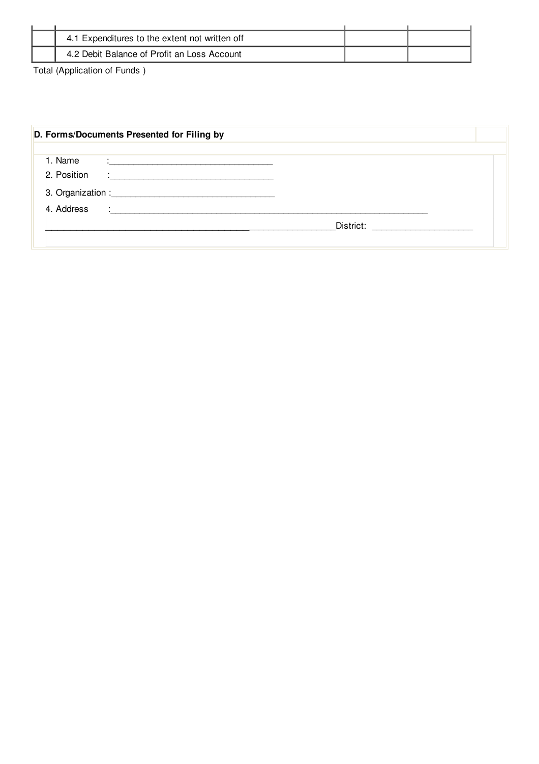| | | | |
|---|---|---|---|
| | 4.1 Expenditures to the extent not written off | | |
| | 4.2 Debit Balance of Profit an Loss Account | | |

Total (Application of Funds )

**D. Forms/Documents Presented for Filing by**

1. Name :_________________________________
2. Position :_________________________________
3. Organization :_________________________________
4. Address :_________________________________________________________________

___________________________________________________________District: ____________________